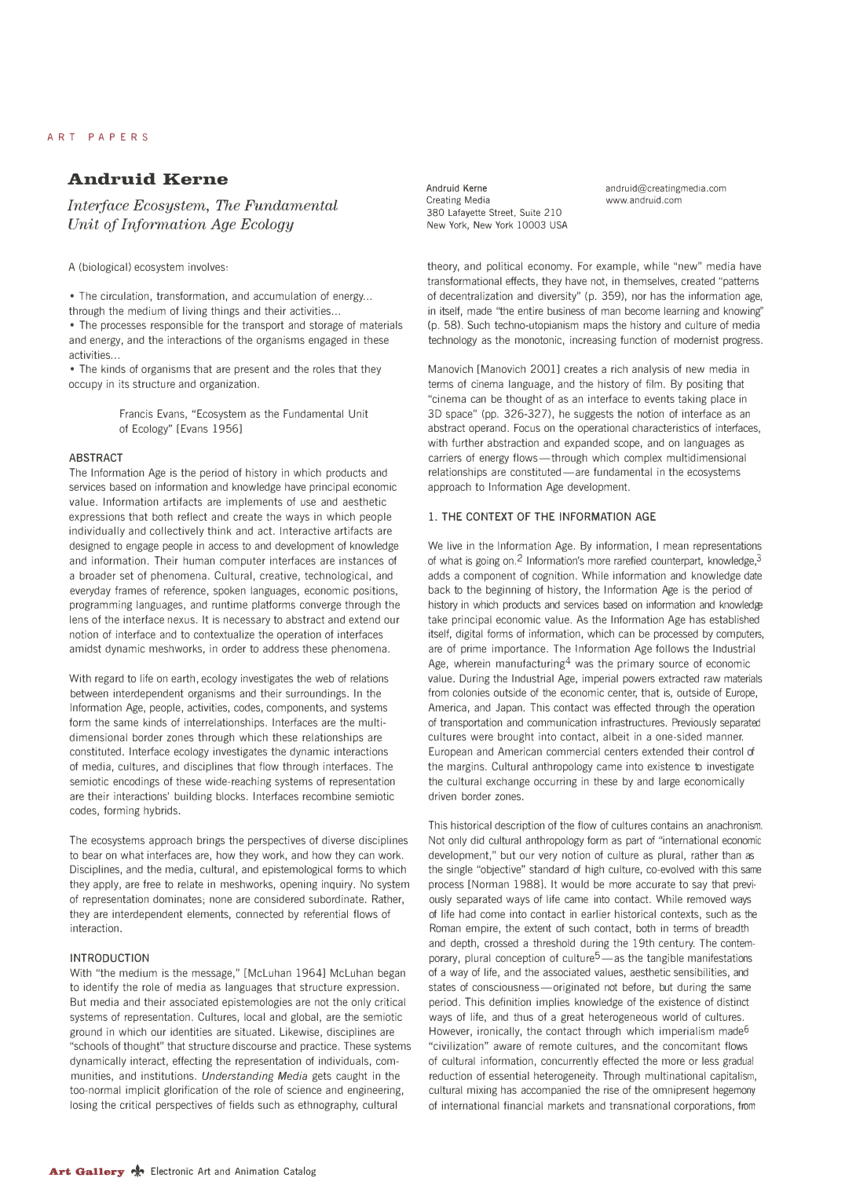ART PAPERS

# Andruid Kerne

## *Interface Ecosystem, The Fundamental Unit of Information Age Ecology*

Andruid Kerne
Creating Media
380 Lafayette Street, Suite 210
New York, New York 10003 USA

andruid@creatingmedia.com
www.andruid.com

A (biological) ecosystem involves:

- The circulation, transformation, and accumulation of energy... through the medium of living things and their activities...
- The processes responsible for the transport and storage of materials and energy, and the interactions of the organisms engaged in these activities...
- The kinds of organisms that are present and the roles that they occupy in its structure and organization.

> Francis Evans, "Ecosystem as the Fundamental Unit of Ecology" [Evans 1956]

### ABSTRACT

The Information Age is the period of history in which products and services based on information and knowledge have principal economic value. Information artifacts are implements of use and aesthetic expressions that both reflect and create the ways in which people individually and collectively think and act. Interactive artifacts are designed to engage people in access to and development of knowledge and information. Their human computer interfaces are instances of a broader set of phenomena. Cultural, creative, technological, and everyday frames of reference, spoken languages, economic positions, programming languages, and runtime platforms converge through the lens of the interface nexus. It is necessary to abstract and extend our notion of interface and to contextualize the operation of interfaces amidst dynamic meshworks, in order to address these phenomena.

With regard to life on earth, ecology investigates the web of relations between interdependent organisms and their surroundings. In the Information Age, people, activities, codes, components, and systems form the same kinds of interrelationships. Interfaces are the multi-dimensional border zones through which these relationships are constituted. Interface ecology investigates the dynamic interactions of media, cultures, and disciplines that flow through interfaces. The semiotic encodings of these wide-reaching systems of representation are their interactions' building blocks. Interfaces recombine semiotic codes, forming hybrids.

The ecosystems approach brings the perspectives of diverse disciplines to bear on what interfaces are, how they work, and how they can work. Disciplines, and the media, cultural, and epistemological forms to which they apply, are free to relate in meshworks, opening inquiry. No system of representation dominates; none are considered subordinate. Rather, they are interdependent elements, connected by referential flows of interaction.

### INTRODUCTION

With "the medium is the message," [McLuhan 1964] McLuhan began to identify the role of media as languages that structure expression. But media and their associated epistemologies are not the only critical systems of representation. Cultures, local and global, are the semiotic ground in which our identities are situated. Likewise, disciplines are "schools of thought" that structure discourse and practice. These systems dynamically interact, effecting the representation of individuals, communities, and institutions. *Understanding Media* gets caught in the too-normal implicit glorification of the role of science and engineering, losing the critical perspectives of fields such as ethnography, cultural theory, and political economy. For example, while "new" media have transformational effects, they have not, in themselves, created "patterns of decentralization and diversity" (p. 359), nor has the information age, in itself, made "the entire business of man become learning and knowing" (p. 58). Such techno-utopianism maps the history and culture of media technology as the monotonic, increasing function of modernist progress.

Manovich [Manovich 2001] creates a rich analysis of new media in terms of cinema language, and the history of film. By positing that "cinema can be thought of as an interface to events taking place in 3D space" (pp. 326-327), he suggests the notion of interface as an abstract operand. Focus on the operational characteristics of interfaces, with further abstraction and expanded scope, and on languages as carriers of energy flows—through which complex multidimensional relationships are constituted—are fundamental in the ecosystems approach to Information Age development.

### 1. THE CONTEXT OF THE INFORMATION AGE

We live in the Information Age. By information, I mean representations of what is going on.[2] Information's more rarefied counterpart, knowledge,[3] adds a component of cognition. While information and knowledge date back to the beginning of history, the Information Age is the period of history in which products and services based on information and knowledge take principal economic value. As the Information Age has established itself, digital forms of information, which can be processed by computers, are of prime importance. The Information Age follows the Industrial Age, wherein manufacturing[4] was the primary source of economic value. During the Industrial Age, imperial powers extracted raw materials from colonies outside of the economic center, that is, outside of Europe, America, and Japan. This contact was effected through the operation of transportation and communication infrastructures. Previously separated cultures were brought into contact, albeit in a one-sided manner. European and American commercial centers extended their control of the margins. Cultural anthropology came into existence to investigate the cultural exchange occurring in these by and large economically driven border zones.

This historical description of the flow of cultures contains an anachronism. Not only did cultural anthropology form as part of "international economic development," but our very notion of culture as plural, rather than as the single "objective" standard of high culture, co-evolved with this same process [Norman 1988]. It would be more accurate to say that previously separated ways of life came into contact. While removed ways of life had come into contact in earlier historical contexts, such as the Roman empire, the extent of such contact, both in terms of breadth and depth, crossed a threshold during the 19th century. The contemporary, plural conception of culture[5]—as the tangible manifestations of a way of life, and the associated values, aesthetic sensibilities, and states of consciousness—originated not before, but during the same period. This definition implies knowledge of the existence of distinct ways of life, and thus of a great heterogeneous world of cultures. However, ironically, the contact through which imperialism made[6] "civilization" aware of remote cultures, and the concomitant flows of cultural information, concurrently effected the more or less gradual reduction of essential heterogeneity. Through multinational capitalism, cultural mixing has accompanied the rise of the omnipresent hegemony of international financial markets and transnational corporations, from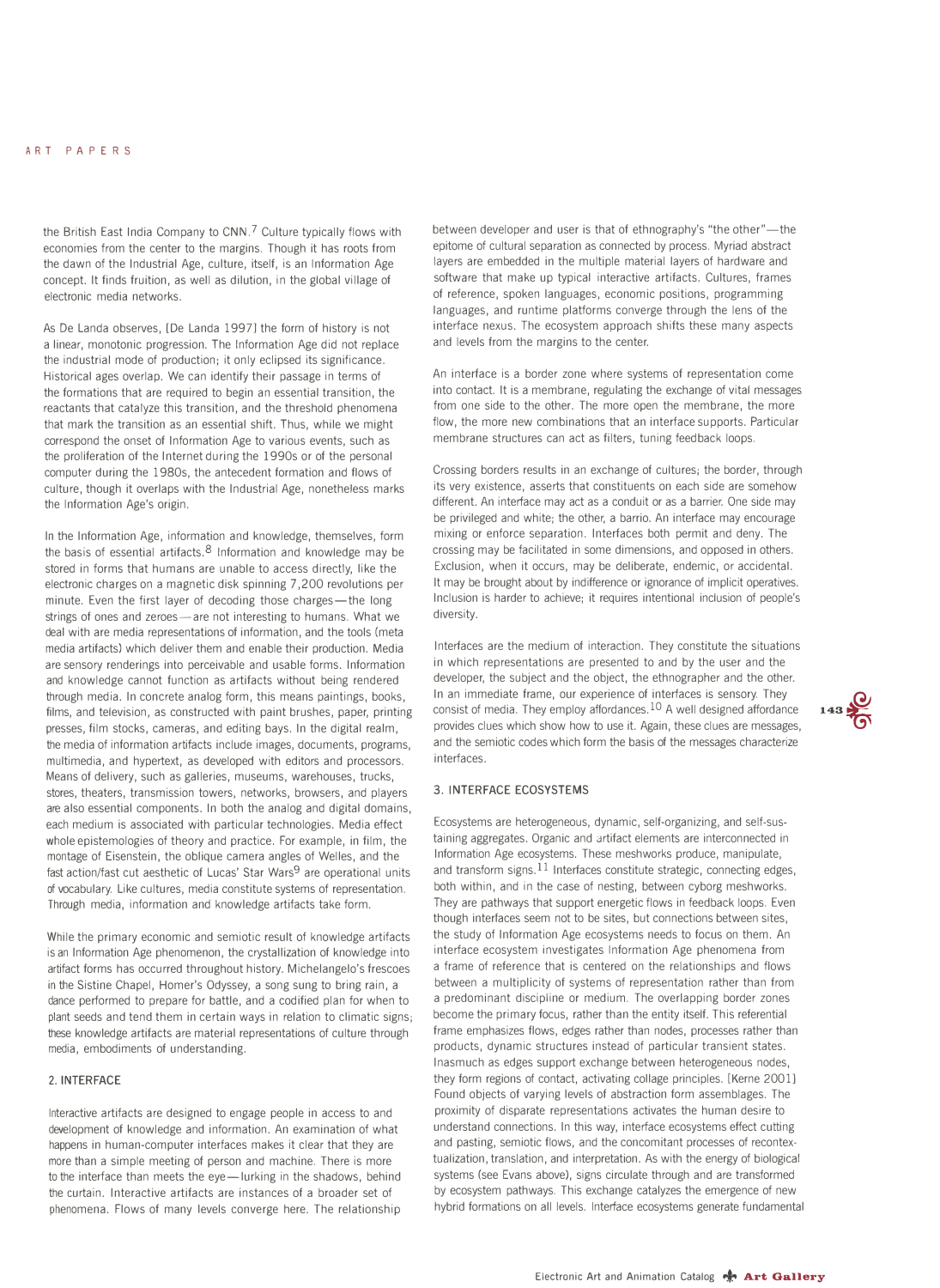the British East India Company to CNN.[7] Culture typically flows with economies from the center to the margins. Though it has roots from the dawn of the Industrial Age, culture, itself, is an Information Age concept. It finds fruition, as well as dilution, in the global village of electronic media networks.

As De Landa observes, [De Landa 1997] the form of history is not a linear, monotonic progression. The Information Age did not replace the industrial mode of production; it only eclipsed its significance. Historical ages overlap. We can identify their passage in terms of the formations that are required to begin an essential transition, the reactants that catalyze this transition, and the threshold phenomena that mark the transition as an essential shift. Thus, while we might correspond the onset of Information Age to various events, such as the proliferation of the Internet during the 1990s or of the personal computer during the 1980s, the antecedent formation and flows of culture, though it overlaps with the Industrial Age, nonetheless marks the Information Age's origin.

In the Information Age, information and knowledge, themselves, form the basis of essential artifacts.[8] Information and knowledge may be stored in forms that humans are unable to access directly, like the electronic charges on a magnetic disk spinning 7,200 revolutions per minute. Even the first layer of decoding those charges—the long strings of ones and zeroes—are not interesting to humans. What we deal with are media representations of information, and the tools (meta media artifacts) which deliver them and enable their production. Media are sensory renderings into perceivable and usable forms. Information and knowledge cannot function as artifacts without being rendered through media. In concrete analog form, this means paintings, books, films, and television, as constructed with paint brushes, paper, printing presses, film stocks, cameras, and editing bays. In the digital realm, the media of information artifacts include images, documents, programs, multimedia, and hypertext, as developed with editors and processors. Means of delivery, such as galleries, museums, warehouses, trucks, stores, theaters, transmission towers, networks, browsers, and players are also essential components. In both the analog and digital domains, each medium is associated with particular technologies. Media effect whole epistemologies of theory and practice. For example, in film, the montage of Eisenstein, the oblique camera angles of Welles, and the fast action/fast cut aesthetic of Lucas' Star Wars[9] are operational units of vocabulary. Like cultures, media constitute systems of representation. Through media, information and knowledge artifacts take form.

While the primary economic and semiotic result of knowledge artifacts is an Information Age phenomenon, the crystallization of knowledge into artifact forms has occurred throughout history. Michelangelo's frescoes in the Sistine Chapel, Homer's Odyssey, a song sung to bring rain, a dance performed to prepare for battle, and a codified plan for when to plant seeds and tend them in certain ways in relation to climatic signs; these knowledge artifacts are material representations of culture through media, embodiments of understanding.

## 2. INTERFACE

Interactive artifacts are designed to engage people in access to and development of knowledge and information. An examination of what happens in human-computer interfaces makes it clear that they are more than a simple meeting of person and machine. There is more to the interface than meets the eye—lurking in the shadows, behind the curtain. Interactive artifacts are instances of a broader set of phenomena. Flows of many levels converge here. The relationship between developer and user is that of ethnography's "the other"—the epitome of cultural separation as connected by process. Myriad abstract layers are embedded in the multiple material layers of hardware and software that make up typical interactive artifacts. Cultures, frames of reference, spoken languages, economic positions, programming languages, and runtime platforms converge through the lens of the interface nexus. The ecosystem approach shifts these many aspects and levels from the margins to the center.

An interface is a border zone where systems of representation come into contact. It is a membrane, regulating the exchange of vital messages from one side to the other. The more open the membrane, the more flow, the more new combinations that an interface supports. Particular membrane structures can act as filters, tuning feedback loops.

Crossing borders results in an exchange of cultures; the border, through its very existence, asserts that constituents on each side are somehow different. An interface may act as a conduit or as a barrier. One side may be privileged and white; the other, a barrio. An interface may encourage mixing or enforce separation. Interfaces both permit and deny. The crossing may be facilitated in some dimensions, and opposed in others. Exclusion, when it occurs, may be deliberate, endemic, or accidental. It may be brought about by indifference or ignorance of implicit operatives. Inclusion is harder to achieve; it requires intentional inclusion of people's diversity.

Interfaces are the medium of interaction. They constitute the situations in which representations are presented to and by the user and the developer, the subject and the object, the ethnographer and the other. In an immediate frame, our experience of interfaces is sensory. They consist of media. They employ affordances.[10] A well designed affordance provides clues which show how to use it. Again, these clues are messages, and the semiotic codes which form the basis of the messages characterize interfaces.

## 3. INTERFACE ECOSYSTEMS

Ecosystems are heterogeneous, dynamic, self-organizing, and self-sustaining aggregates. Organic and artifact elements are interconnected in Information Age ecosystems. These meshworks produce, manipulate, and transform signs.[11] Interfaces constitute strategic, connecting edges, both within, and in the case of nesting, between cyborg meshworks. They are pathways that support energetic flows in feedback loops. Even though interfaces seem not to be sites, but connections between sites, the study of Information Age ecosystems needs to focus on them. An interface ecosystem investigates Information Age phenomena from a frame of reference that is centered on the relationships and flows between a multiplicity of systems of representation rather than from a predominant discipline or medium. The overlapping border zones become the primary focus, rather than the entity itself. This referential frame emphasizes flows, edges rather than nodes, processes rather than products, dynamic structures instead of particular transient states. Inasmuch as edges support exchange between heterogeneous nodes, they form regions of contact, activating collage principles. [Kerne 2001] Found objects of varying levels of abstraction form assemblages. The proximity of disparate representations activates the human desire to understand connections. In this way, interface ecosystems effect cutting and pasting, semiotic flows, and the concomitant processes of recontextualization, translation, and interpretation. As with the energy of biological systems (see Evans above), signs circulate through and are transformed by ecosystem pathways. This exchange catalyzes the emergence of new hybrid formations on all levels. Interface ecosystems generate fundamental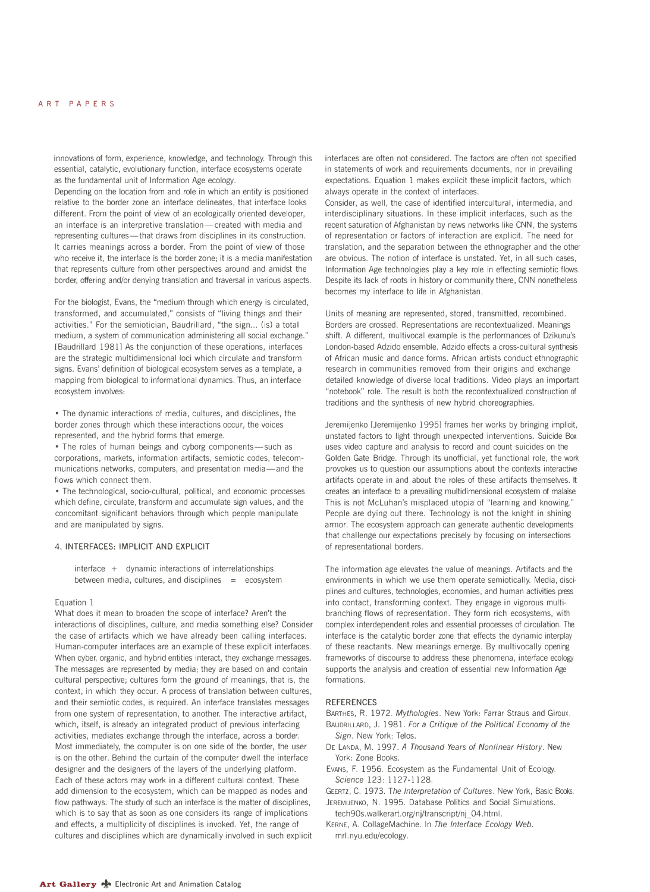innovations of form, experience, knowledge, and technology. Through this essential, catalytic, evolutionary function, interface ecosystems operate as the fundamental unit of Information Age ecology.

Depending on the location from and role in which an entity is positioned relative to the border zone an interface delineates, that interface looks different. From the point of view of an ecologically oriented developer, an interface is an interpretive translation — created with media and representing cultures — that draws from disciplines in its construction. It carries meanings across a border. From the point of view of those who receive it, the interface is the border zone; it is a media manifestation that represents culture from other perspectives around and amidst the border, offering and/or denying translation and traversal in various aspects.

For the biologist, Evans, the "medium through which energy is circulated, transformed, and accumulated," consists of "living things and their activities." For the semiotician, Baudrillard, "the sign... (is) a total medium, a system of communication administering all social exchange." [Baudrillard 1981] As the conjunction of these operations, interfaces are the strategic multidimensional loci which circulate and transform signs. Evans' definition of biological ecosystem serves as a template, a mapping from biological to informational dynamics. Thus, an interface ecosystem involves:

- The dynamic interactions of media, cultures, and disciplines, the border zones through which these interactions occur, the voices represented, and the hybrid forms that emerge.
- The roles of human beings and cyborg components — such as corporations, markets, information artifacts, semiotic codes, telecommunications networks, computers, and presentation media — and the flows which connect them.
- The technological, socio-cultural, political, and economic processes which define, circulate, transform and accumulate sign values, and the concomitant significant behaviors through which people manipulate and are manipulated by signs.

### 4. INTERFACES: IMPLICIT AND EXPLICIT

interface + dynamic interactions of interrelationships between media, cultures, and disciplines = ecosystem

Equation 1

What does it mean to broaden the scope of interface? Aren't the interactions of disciplines, culture, and media something else? Consider the case of artifacts which we have already been calling interfaces. Human-computer interfaces are an example of these explicit interfaces. When cyber, organic, and hybrid entities interact, they exchange messages. The messages are represented by media; they are based on and contain cultural perspective; cultures form the ground of meanings, that is, the context, in which they occur. A process of translation between cultures, and their semiotic codes, is required. An interface translates messages from one system of representation, to another. The interactive artifact, which, itself, is already an integrated product of previous interfacing activities, mediates exchange through the interface, across a border. Most immediately, the computer is on one side of the border, the user is on the other. Behind the curtain of the computer dwell the interface designer and the designers of the layers of the underlying platform. Each of these actors may work in a different cultural context. These add dimension to the ecosystem, which can be mapped as nodes and flow pathways. The study of such an interface is the matter of disciplines, which is to say that as soon as one considers its range of implications and effects, a multiplicity of disciplines is invoked. Yet, the range of cultures and disciplines which are dynamically involved in such explicit interfaces are often not considered. The factors are often not specified in statements of work and requirements documents, nor in prevailing expectations. Equation 1 makes explicit these implicit factors, which always operate in the context of interfaces.

Consider, as well, the case of identified intercultural, intermedia, and interdisciplinary situations. In these implicit interfaces, such as the recent saturation of Afghanistan by news networks like CNN, the systems of representation or factors of interaction are explicit. The need for translation, and the separation between the ethnographer and the other are obvious. The notion of interface is unstated. Yet, in all such cases, Information Age technologies play a key role in effecting semiotic flows. Despite its lack of roots in history or community there, CNN nonetheless becomes my interface to life in Afghanistan.

Units of meaning are represented, stored, transmitted, recombined. Borders are crossed. Representations are recontextualized. Meanings shift. A different, multivocal example is the performances of Dzikunu's London-based Adzido ensemble. Adzido effects a cross-cultural synthesis of African music and dance forms. African artists conduct ethnographic research in communities removed from their origins and exchange detailed knowledge of diverse local traditions. Video plays an important "notebook" role. The result is both the recontextualized construction of traditions and the synthesis of new hybrid choreographies.

Jeremijenko [Jeremijenko 1995] frames her works by bringing implicit, unstated factors to light through unexpected interventions. Suicide Box uses video capture and analysis to record and count suicides on the Golden Gate Bridge. Through its unofficial, yet functional role, the work provokes us to question our assumptions about the contexts interactive artifacts operate in and about the roles of these artifacts themselves. It creates an interface to a prevailing multidimensional ecosystem of malaise. This is not McLuhan's misplaced utopia of "learning and knowing." People are dying out there. Technology is not the knight in shining armor. The ecosystem approach can generate authentic developments that challenge our expectations precisely by focusing on intersections of representational borders.

The information age elevates the value of meanings. Artifacts and the environments in which we use them operate semiotically. Media, disciplines and cultures, technologies, economies, and human activities press into contact, transforming context. They engage in vigorous multi-branching flows of representation. They form rich ecosystems, with complex interdependent roles and essential processes of circulation. The interface is the catalytic border zone that effects the dynamic interplay of these reactants. New meanings emerge. By multivocally opening frameworks of discourse to address these phenomena, interface ecology supports the analysis and creation of essential new Information Age formations.

### REFERENCES

BARTHES, R. 1972. *Mythologies*. New York: Farrar Straus and Giroux.

BAUDRILLARD, J. 1981. *For a Critique of the Political Economy of the Sign*. New York: Telos.

DE LANDA, M. 1997. *A Thousand Years of Nonlinear History*. New York: Zone Books.

EVANS, F. 1956. Ecosystem as the Fundamental Unit of Ecology. *Science* 123: 1127-1128.

GEERTZ, C. 1973. *The Interpretation of Cultures*. New York, Basic Books.

JEREMIJENKO, N. 1995. Database Politics and Social Simulations. tech90s.walkerart.org/nj/transcript/nj_04.html.

KERNE, A. CollageMachine. In *The Interface Ecology Web*. mrl.nyu.edu/ecology.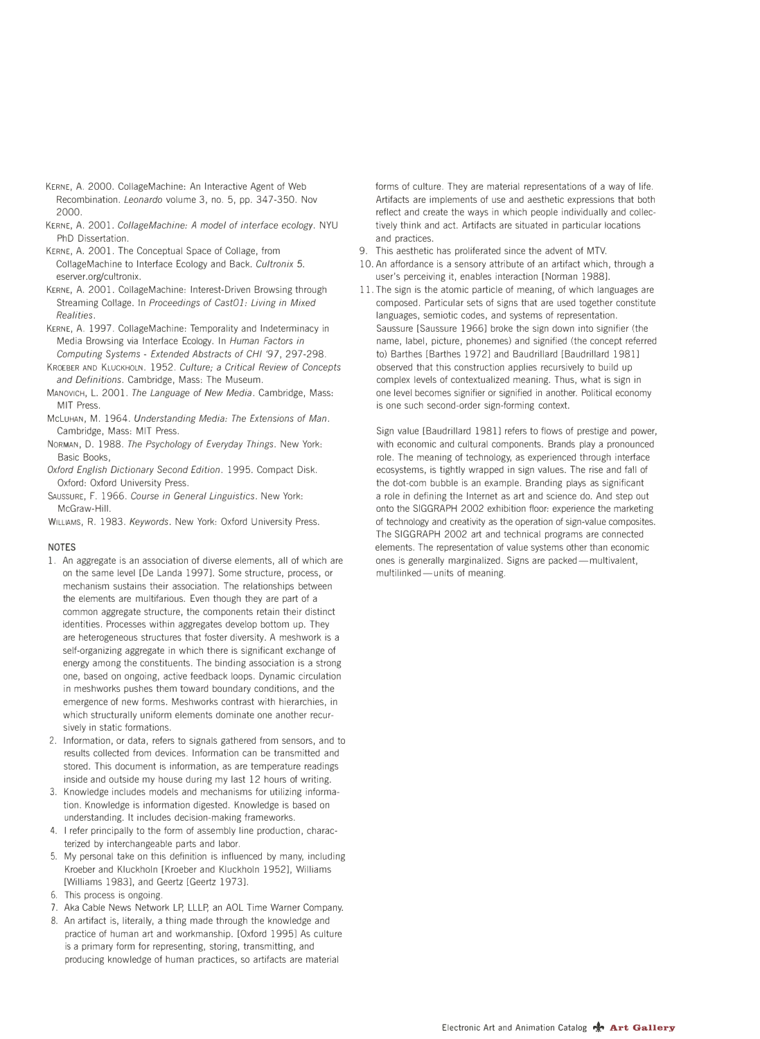KERNE, A. 2000. CollageMachine: An Interactive Agent of Web Recombination. *Leonardo* volume 3, no. 5, pp. 347-350. Nov 2000.

KERNE, A. 2001. *CollageMachine: A model of interface ecology*. NYU PhD Dissertation.

KERNE, A. 2001. The Conceptual Space of Collage, from CollageMachine to Interface Ecology and Back. *Cultronix* 5. eserver.org/cultronix.

KERNE, A. 2001. CollageMachine: Interest-Driven Browsing through Streaming Collage. In *Proceedings of Cast01: Living in Mixed Realities*.

KERNE, A. 1997. CollageMachine: Temporality and Indeterminacy in Media Browsing via Interface Ecology. In *Human Factors in Computing Systems - Extended Abstracts of CHI '97*, 297-298.

KROEBER AND KLUCKHOLN. 1952. *Culture; a Critical Review of Concepts and Definitions*. Cambridge, Mass: The Museum.

MANOVICH, L. 2001. *The Language of New Media*. Cambridge, Mass: MIT Press.

MCLUHAN, M. 1964. *Understanding Media: The Extensions of Man*. Cambridge, Mass: MIT Press.

NORMAN, D. 1988. *The Psychology of Everyday Things*. New York: Basic Books,

*Oxford English Dictionary Second Edition*. 1995. Compact Disk. Oxford: Oxford University Press.

SAUSSURE, F. 1966. *Course in General Linguistics*. New York: McGraw-Hill.

WILLIAMS, R. 1983. *Keywords*. New York: Oxford University Press.

## NOTES

1. An aggregate is an association of diverse elements, all of which are on the same level [De Landa 1997]. Some structure, process, or mechanism sustains their association. The relationships between the elements are multifarious. Even though they are part of a common aggregate structure, the components retain their distinct identities. Processes within aggregates develop bottom up. They are heterogeneous structures that foster diversity. A meshwork is a self-organizing aggregate in which there is significant exchange of energy among the constituents. The binding association is a strong one, based on ongoing, active feedback loops. Dynamic circulation in meshworks pushes them toward boundary conditions, and the emergence of new forms. Meshworks contrast with hierarchies, in which structurally uniform elements dominate one another recursively in static formations.
2. Information, or data, refers to signals gathered from sensors, and to results collected from devices. Information can be transmitted and stored. This document is information, as are temperature readings inside and outside my house during my last 12 hours of writing.
3. Knowledge includes models and mechanisms for utilizing information. Knowledge is information digested. Knowledge is based on understanding. It includes decision-making frameworks.
4. I refer principally to the form of assembly line production, characterized by interchangeable parts and labor.
5. My personal take on this definition is influenced by many, including Kroeber and Kluckholn [Kroeber and Kluckholn 1952], Williams [Williams 1983], and Geertz [Geertz 1973].
6. This process is ongoing.
7. Aka Cable News Network LP, LLLP, an AOL Time Warner Company.
8. An artifact is, literally, a thing made through the knowledge and practice of human art and workmanship. [Oxford 1995] As culture is a primary form for representing, storing, transmitting, and producing knowledge of human practices, so artifacts are material forms of culture. They are material representations of a way of life. Artifacts are implements of use and aesthetic expressions that both reflect and create the ways in which people individually and collectively think and act. Artifacts are situated in particular locations and practices.
9. This aesthetic has proliferated since the advent of MTV.
10. An affordance is a sensory attribute of an artifact which, through a user's perceiving it, enables interaction [Norman 1988].
11. The sign is the atomic particle of meaning, of which languages are composed. Particular sets of signs that are used together constitute languages, semiotic codes, and systems of representation. Saussure [Saussure 1966] broke the sign down into signifier (the name, label, picture, phonemes) and signified (the concept referred to) Barthes [Barthes 1972] and Baudrillard [Baudrillard 1981] observed that this construction applies recursively to build up complex levels of contextualized meaning. Thus, what is sign in one level becomes signifier or signified in another. Political economy is one such second-order sign-forming context.

   Sign value [Baudrillard 1981] refers to flows of prestige and power, with economic and cultural components. Brands play a pronounced role. The meaning of technology, as experienced through interface ecosystems, is tightly wrapped in sign values. The rise and fall of the dot-com bubble is an example. Branding plays as significant a role in defining the Internet as art and science do. And step out onto the SIGGRAPH 2002 exhibition floor: experience the marketing of technology and creativity as the operation of sign-value composites. The SIGGRAPH 2002 art and technical programs are connected elements. The representation of value systems other than economic ones is generally marginalized. Signs are packed — multivalent, multilinked — units of meaning.